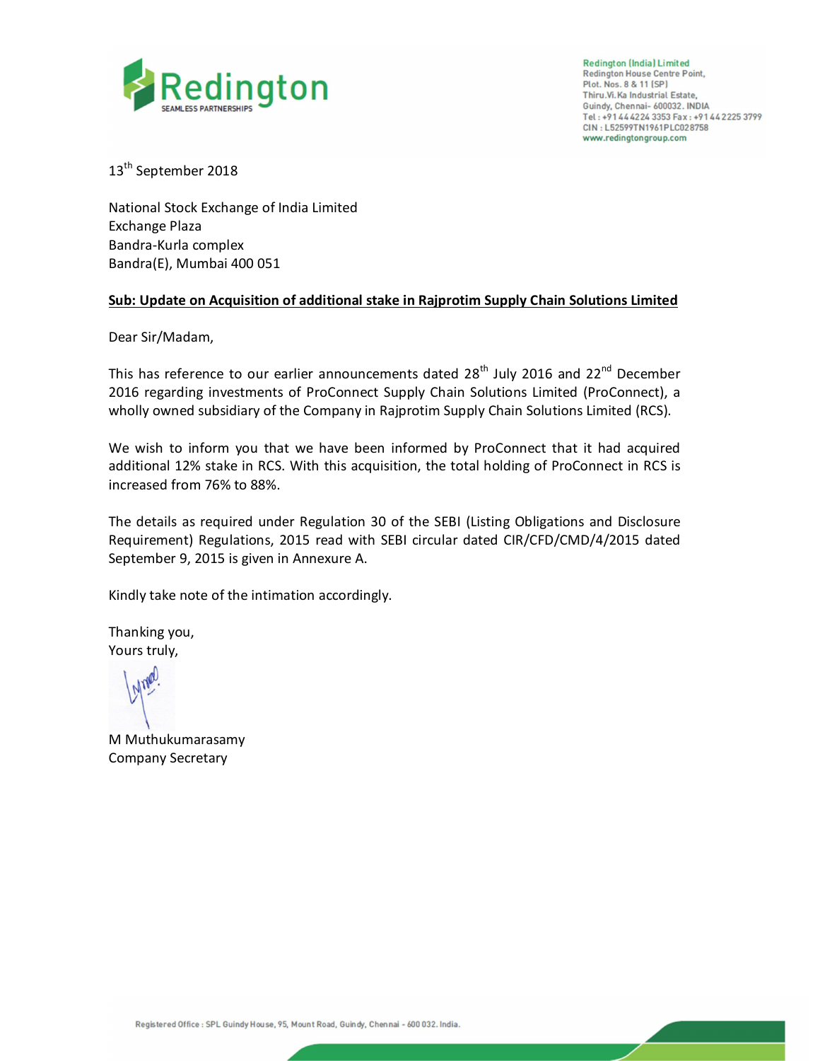Redington (India) Limited
Redington House Centre Point,
Plot. Nos. 8 & 11 (SP)
Thiru.Vi.Ka Industrial Estate,
Guindy, Chennai- 600032. INDIA
Tel : +91 44 4224 3353 Fax : +91 44 2225 3799
CIN : L52599TN1961PLC028758
www.redingtongroup.com

13th September 2018

National Stock Exchange of India Limited
Exchange Plaza
Bandra-Kurla complex
Bandra(E), Mumbai 400 051

**Sub: Update on Acquisition of additional stake in Rajprotim Supply Chain Solutions Limited**

Dear Sir/Madam,

This has reference to our earlier announcements dated 28th July 2016 and 22nd December 2016 regarding investments of ProConnect Supply Chain Solutions Limited (ProConnect), a wholly owned subsidiary of the Company in Rajprotim Supply Chain Solutions Limited (RCS).

We wish to inform you that we have been informed by ProConnect that it had acquired additional 12% stake in RCS. With this acquisition, the total holding of ProConnect in RCS is increased from 76% to 88%.

The details as required under Regulation 30 of the SEBI (Listing Obligations and Disclosure Requirement) Regulations, 2015 read with SEBI circular dated CIR/CFD/CMD/4/2015 dated September 9, 2015 is given in Annexure A.

Kindly take note of the intimation accordingly.

Thanking you,
Yours truly,

M Muthukumarasamy
Company Secretary

Registered Office : SPL Guindy House, 95, Mount Road, Guindy, Chennai - 600 032. India.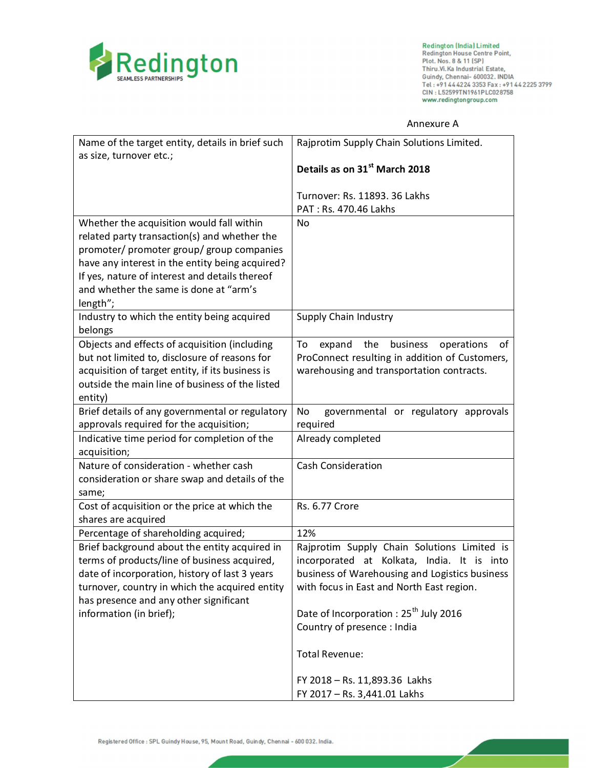Annexure A

| | |
|---|---|
| Name of the target entity, details in brief such as size, turnover etc.; | Rajprotim Supply Chain Solutions Limited.<br><br>**Details as on 31st March 2018**<br><br>Turnover: Rs. 11893. 36 Lakhs<br>PAT : Rs. 470.46 Lakhs |
| Whether the acquisition would fall within related party transaction(s) and whether the promoter/ promoter group/ group companies have any interest in the entity being acquired? If yes, nature of interest and details thereof and whether the same is done at "arm's length"; | No |
| Industry to which the entity being acquired belongs | Supply Chain Industry |
| Objects and effects of acquisition (including but not limited to, disclosure of reasons for acquisition of target entity, if its business is outside the main line of business of the listed entity) | To expand the business operations of ProConnect resulting in addition of Customers, warehousing and transportation contracts. |
| Brief details of any governmental or regulatory approvals required for the acquisition; | No governmental or regulatory approvals required |
| Indicative time period for completion of the acquisition; | Already completed |
| Nature of consideration - whether cash consideration or share swap and details of the same; | Cash Consideration |
| Cost of acquisition or the price at which the shares are acquired | Rs. 6.77 Crore |
| Percentage of shareholding acquired; | 12% |
| Brief background about the entity acquired in terms of products/line of business acquired, date of incorporation, history of last 3 years turnover, country in which the acquired entity has presence and any other significant information (in brief); | Rajprotim Supply Chain Solutions Limited is incorporated at Kolkata, India. It is into business of Warehousing and Logistics business with focus in East and North East region.<br><br>Date of Incorporation : 25th July 2016<br>Country of presence : India<br><br>Total Revenue:<br><br>FY 2018 – Rs. 11,893.36 Lakhs<br>FY 2017 – Rs. 3,441.01 Lakhs |